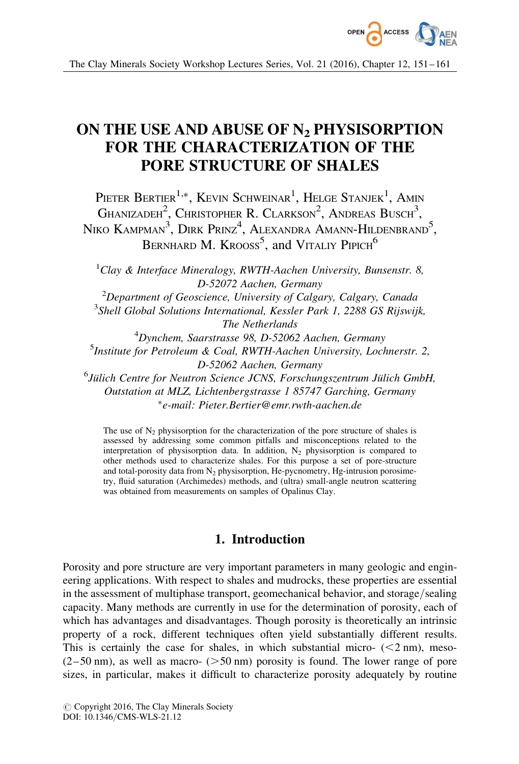# ON THE USE AND ABUSE OF $N_2$ PHYSISORPTION FOR THE CHARACTERIZATION OF THE PORE STRUCTURE OF SHALES

PIETER BERTIER[1,*], KEVIN SCHWEINAR[1], HELGE STANJEK[1], AMIN GHANIZADEH[2], CHRISTOPHER R. CLARKSON[2], ANDREAS BUSCH[3], NIKO KAMPMAN[3], DIRK PRINZ[4], ALEXANDRA AMANN-HILDENBRAND[5], BERNHARD M. KROOSS[5], and VITALIY PIPICH[6]

[1]*Clay & Interface Mineralogy, RWTH-Aachen University, Bunsenstr. 8, D-52072 Aachen, Germany*

[2]*Department of Geoscience, University of Calgary, Calgary, Canada*

[3]*Shell Global Solutions International, Kessler Park 1, 2288 GS Rijswijk, The Netherlands*

[4]*Dynchem, Saarstrasse 98, D-52062 Aachen, Germany*

[5]*Institute for Petroleum & Coal, RWTH-Aachen University, Lochnerstr. 2, D-52062 Aachen, Germany*

[6]*Jülich Centre for Neutron Science JCNS, Forschungszentrum Jülich GmbH, Outstation at MLZ, Lichtenbergstrasse 1 85747 Garching, Germany*

[*]*e-mail: Pieter.Bertier@emr.rwth-aachen.de*

The use of $N_2$ physisorption for the characterization of the pore structure of shales is assessed by addressing some common pitfalls and misconceptions related to the interpretation of physisorption data. In addition, $N_2$ physisorption is compared to other methods used to characterize shales. For this purpose a set of pore-structure and total-porosity data from $N_2$ physisorption, He-pycnometry, Hg-intrusion porosimetry, fluid saturation (Archimedes) methods, and (ultra) small-angle neutron scattering was obtained from measurements on samples of Opalinus Clay.

## 1. Introduction

Porosity and pore structure are very important parameters in many geologic and engineering applications. With respect to shales and mudrocks, these properties are essential in the assessment of multiphase transport, geomechanical behavior, and storage/sealing capacity. Many methods are currently in use for the determination of porosity, each of which has advantages and disadvantages. Though porosity is theoretically an intrinsic property of a rock, different techniques often yield substantially different results. This is certainly the case for shales, in which substantial micro- (<2 nm), meso- (2–50 nm), as well as macro- (>50 nm) porosity is found. The lower range of pore sizes, in particular, makes it difficult to characterize porosity adequately by routine

© Copyright 2016, The Clay Minerals Society
DOI: 10.1346/CMS-WLS-21.12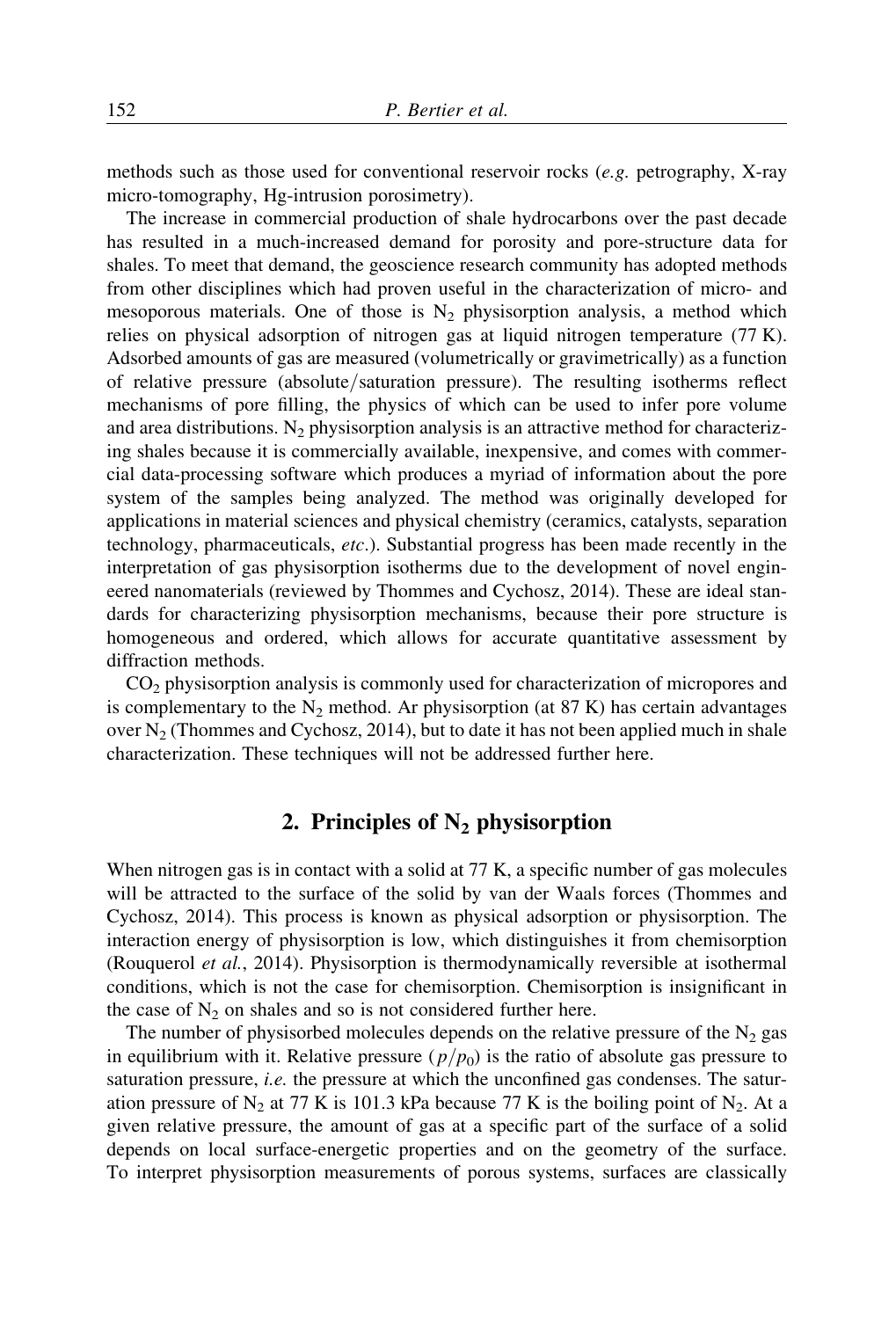methods such as those used for conventional reservoir rocks (*e.g.* petrography, X-ray micro-tomography, Hg-intrusion porosimetry).

The increase in commercial production of shale hydrocarbons over the past decade has resulted in a much-increased demand for porosity and pore-structure data for shales. To meet that demand, the geoscience research community has adopted methods from other disciplines which had proven useful in the characterization of micro- and mesoporous materials. One of those is $N_2$ physisorption analysis, a method which relies on physical adsorption of nitrogen gas at liquid nitrogen temperature (77 K). Adsorbed amounts of gas are measured (volumetrically or gravimetrically) as a function of relative pressure (absolute/saturation pressure). The resulting isotherms reflect mechanisms of pore filling, the physics of which can be used to infer pore volume and area distributions. $N_2$ physisorption analysis is an attractive method for characterizing shales because it is commercially available, inexpensive, and comes with commercial data-processing software which produces a myriad of information about the pore system of the samples being analyzed. The method was originally developed for applications in material sciences and physical chemistry (ceramics, catalysts, separation technology, pharmaceuticals, *etc*.). Substantial progress has been made recently in the interpretation of gas physisorption isotherms due to the development of novel engineered nanomaterials (reviewed by Thommes and Cychosz, 2014). These are ideal standards for characterizing physisorption mechanisms, because their pore structure is homogeneous and ordered, which allows for accurate quantitative assessment by diffraction methods.

$CO_2$ physisorption analysis is commonly used for characterization of micropores and is complementary to the $N_2$ method. Ar physisorption (at 87 K) has certain advantages over $N_2$ (Thommes and Cychosz, 2014), but to date it has not been applied much in shale characterization. These techniques will not be addressed further here.

## 2. Principles of $N_2$ physisorption

When nitrogen gas is in contact with a solid at 77 K, a specific number of gas molecules will be attracted to the surface of the solid by van der Waals forces (Thommes and Cychosz, 2014). This process is known as physical adsorption or physisorption. The interaction energy of physisorption is low, which distinguishes it from chemisorption (Rouquerol *et al.*, 2014). Physisorption is thermodynamically reversible at isothermal conditions, which is not the case for chemisorption. Chemisorption is insignificant in the case of $N_2$ on shales and so is not considered further here.

The number of physisorbed molecules depends on the relative pressure of the $N_2$ gas in equilibrium with it. Relative pressure ($p/p_0$) is the ratio of absolute gas pressure to saturation pressure, *i.e.* the pressure at which the unconfined gas condenses. The saturation pressure of $N_2$ at 77 K is 101.3 kPa because 77 K is the boiling point of $N_2$. At a given relative pressure, the amount of gas at a specific part of the surface of a solid depends on local surface-energetic properties and on the geometry of the surface. To interpret physisorption measurements of porous systems, surfaces are classically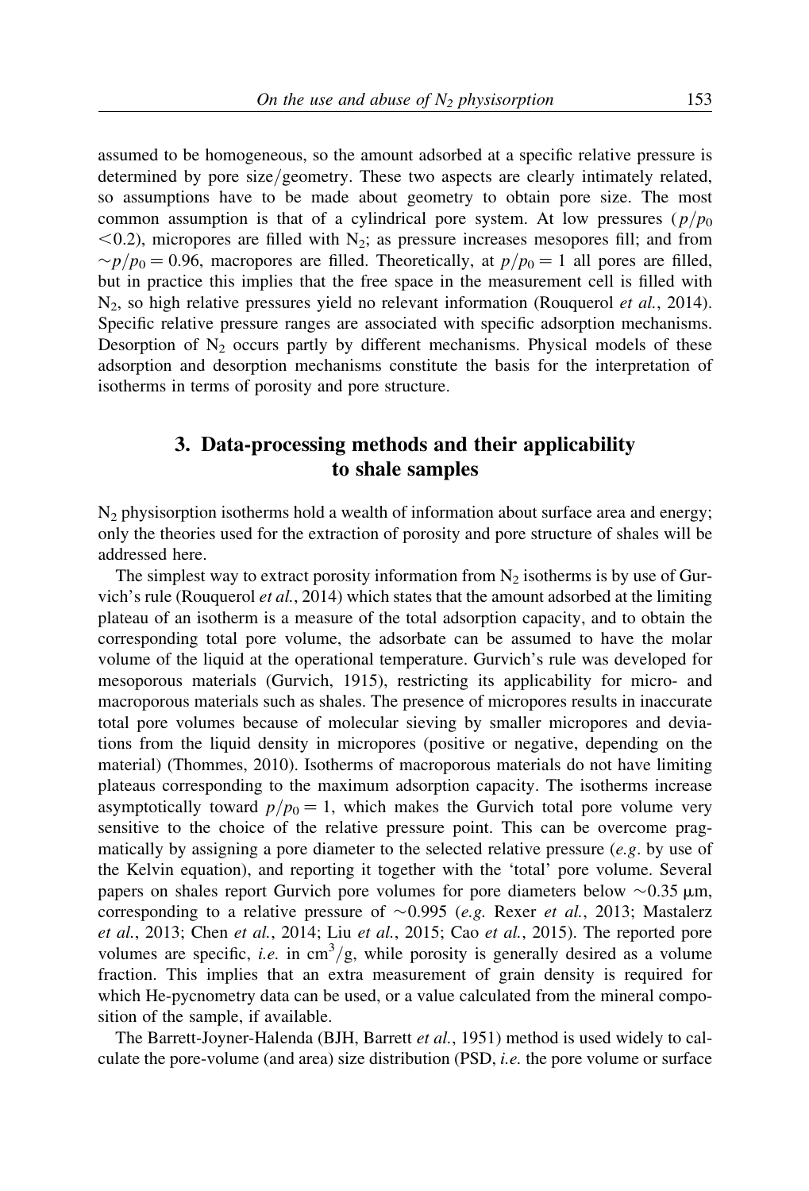assumed to be homogeneous, so the amount adsorbed at a specific relative pressure is determined by pore size/geometry. These two aspects are clearly intimately related, so assumptions have to be made about geometry to obtain pore size. The most common assumption is that of a cylindrical pore system. At low pressures ($p/p_0 < 0.2$), micropores are filled with $N_2$; as pressure increases mesopores fill; and from $\sim p/p_0 = 0.96$, macropores are filled. Theoretically, at $p/p_0 = 1$ all pores are filled, but in practice this implies that the free space in the measurement cell is filled with $N_2$, so high relative pressures yield no relevant information (Rouquerol *et al.*, 2014). Specific relative pressure ranges are associated with specific adsorption mechanisms. Desorption of $N_2$ occurs partly by different mechanisms. Physical models of these adsorption and desorption mechanisms constitute the basis for the interpretation of isotherms in terms of porosity and pore structure.

## 3. Data-processing methods and their applicability to shale samples

$N_2$ physisorption isotherms hold a wealth of information about surface area and energy; only the theories used for the extraction of porosity and pore structure of shales will be addressed here.

The simplest way to extract porosity information from $N_2$ isotherms is by use of Gurvich's rule (Rouquerol *et al.*, 2014) which states that the amount adsorbed at the limiting plateau of an isotherm is a measure of the total adsorption capacity, and to obtain the corresponding total pore volume, the adsorbate can be assumed to have the molar volume of the liquid at the operational temperature. Gurvich's rule was developed for mesoporous materials (Gurvich, 1915), restricting its applicability for micro- and macroporous materials such as shales. The presence of micropores results in inaccurate total pore volumes because of molecular sieving by smaller micropores and deviations from the liquid density in micropores (positive or negative, depending on the material) (Thommes, 2010). Isotherms of macroporous materials do not have limiting plateaus corresponding to the maximum adsorption capacity. The isotherms increase asymptotically toward $p/p_0 = 1$, which makes the Gurvich total pore volume very sensitive to the choice of the relative pressure point. This can be overcome pragmatically by assigning a pore diameter to the selected relative pressure (*e.g.* by use of the Kelvin equation), and reporting it together with the 'total' pore volume. Several papers on shales report Gurvich pore volumes for pore diameters below $\sim 0.35$ μm, corresponding to a relative pressure of $\sim 0.995$ (*e.g.* Rexer *et al.*, 2013; Mastalerz *et al.*, 2013; Chen *et al.*, 2014; Liu *et al.*, 2015; Cao *et al.*, 2015). The reported pore volumes are specific, *i.e.* in $cm^3/g$, while porosity is generally desired as a volume fraction. This implies that an extra measurement of grain density is required for which He-pycnometry data can be used, or a value calculated from the mineral composition of the sample, if available.

The Barrett-Joyner-Halenda (BJH, Barrett *et al.*, 1951) method is used widely to calculate the pore-volume (and area) size distribution (PSD, *i.e.* the pore volume or surface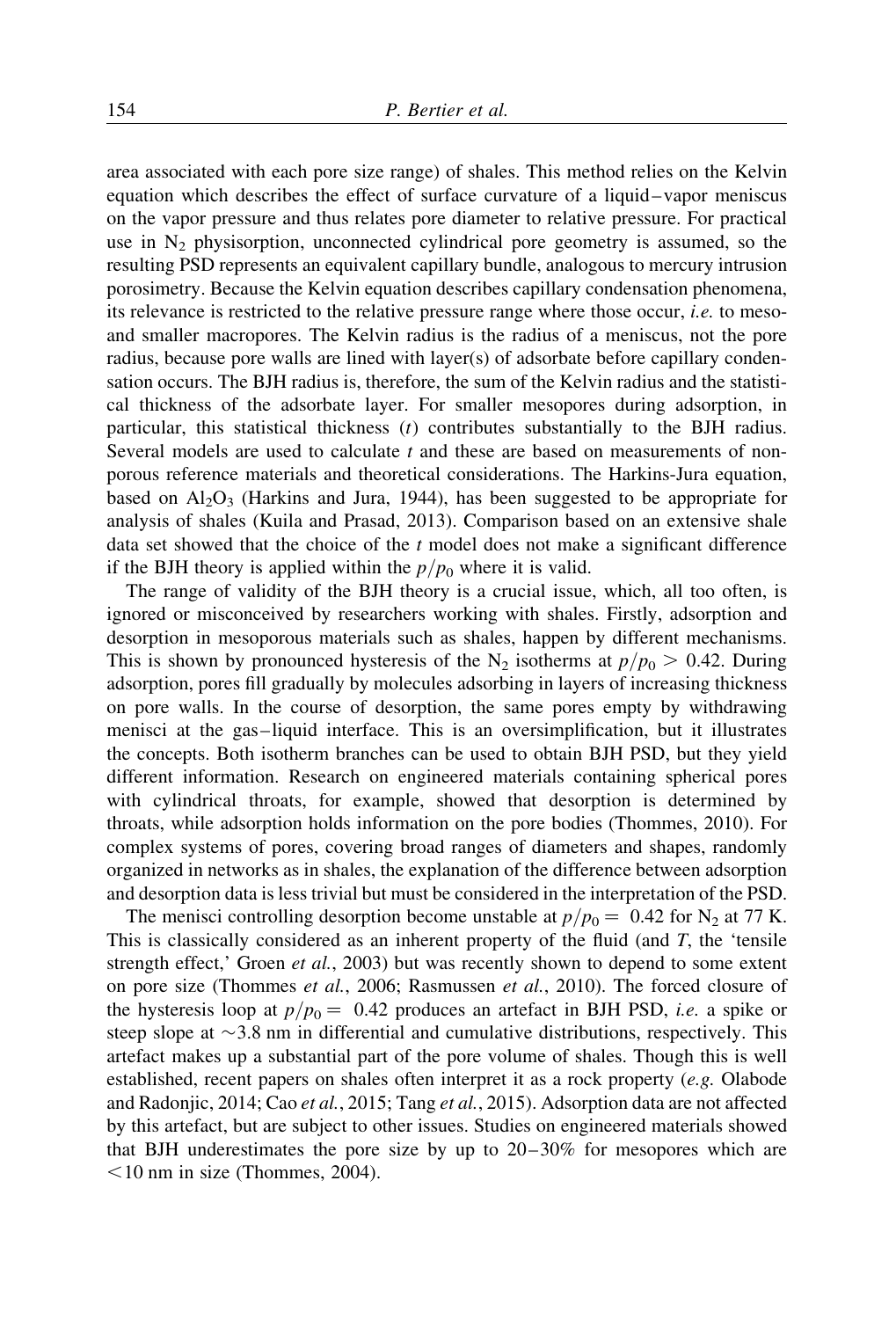area associated with each pore size range) of shales. This method relies on the Kelvin equation which describes the effect of surface curvature of a liquid–vapor meniscus on the vapor pressure and thus relates pore diameter to relative pressure. For practical use in $N_2$ physisorption, unconnected cylindrical pore geometry is assumed, so the resulting PSD represents an equivalent capillary bundle, analogous to mercury intrusion porosimetry. Because the Kelvin equation describes capillary condensation phenomena, its relevance is restricted to the relative pressure range where those occur, *i.e.* to meso- and smaller macropores. The Kelvin radius is the radius of a meniscus, not the pore radius, because pore walls are lined with layer(s) of adsorbate before capillary condensation occurs. The BJH radius is, therefore, the sum of the Kelvin radius and the statistical thickness of the adsorbate layer. For smaller mesopores during adsorption, in particular, this statistical thickness ($t$) contributes substantially to the BJH radius. Several models are used to calculate $t$ and these are based on measurements of non-porous reference materials and theoretical considerations. The Harkins-Jura equation, based on $Al_2O_3$ (Harkins and Jura, 1944), has been suggested to be appropriate for analysis of shales (Kuila and Prasad, 2013). Comparison based on an extensive shale data set showed that the choice of the $t$ model does not make a significant difference if the BJH theory is applied within the $p/p_0$ where it is valid.

The range of validity of the BJH theory is a crucial issue, which, all too often, is ignored or misconceived by researchers working with shales. Firstly, adsorption and desorption in mesoporous materials such as shales, happen by different mechanisms. This is shown by pronounced hysteresis of the $N_2$ isotherms at $p/p_0 > 0.42$. During adsorption, pores fill gradually by molecules adsorbing in layers of increasing thickness on pore walls. In the course of desorption, the same pores empty by withdrawing menisci at the gas–liquid interface. This is an oversimplification, but it illustrates the concepts. Both isotherm branches can be used to obtain BJH PSD, but they yield different information. Research on engineered materials containing spherical pores with cylindrical throats, for example, showed that desorption is determined by throats, while adsorption holds information on the pore bodies (Thommes, 2010). For complex systems of pores, covering broad ranges of diameters and shapes, randomly organized in networks as in shales, the explanation of the difference between adsorption and desorption data is less trivial but must be considered in the interpretation of the PSD.

The menisci controlling desorption become unstable at $p/p_0 = 0.42$ for $N_2$ at 77 K. This is classically considered as an inherent property of the fluid (and $T$, the 'tensile strength effect,' Groen *et al.*, 2003) but was recently shown to depend to some extent on pore size (Thommes *et al.*, 2006; Rasmussen *et al.*, 2010). The forced closure of the hysteresis loop at $p/p_0 = 0.42$ produces an artefact in BJH PSD, *i.e.* a spike or steep slope at ~3.8 nm in differential and cumulative distributions, respectively. This artefact makes up a substantial part of the pore volume of shales. Though this is well established, recent papers on shales often interpret it as a rock property (*e.g.* Olabode and Radonjic, 2014; Cao *et al.*, 2015; Tang *et al.*, 2015). Adsorption data are not affected by this artefact, but are subject to other issues. Studies on engineered materials showed that BJH underestimates the pore size by up to 20–30% for mesopores which are <10 nm in size (Thommes, 2004).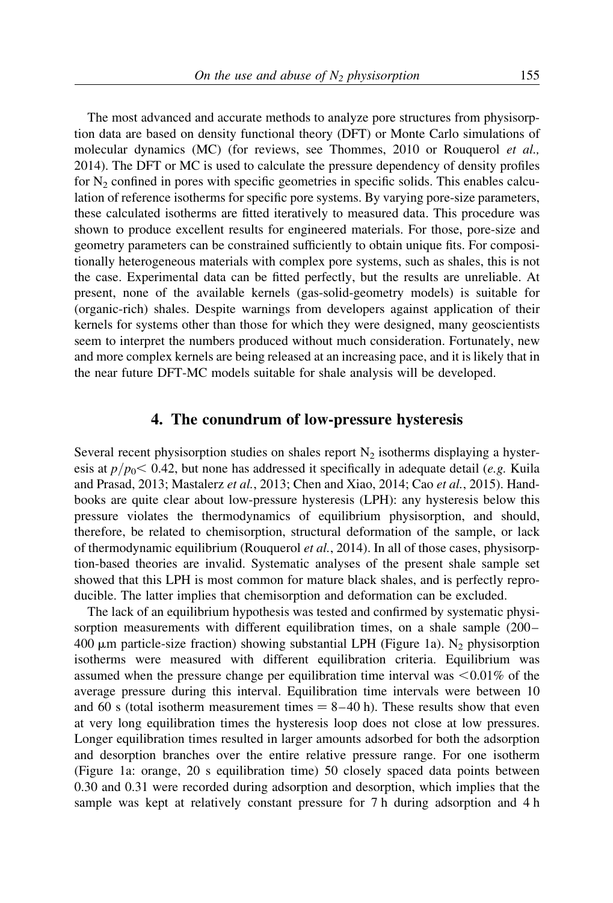The most advanced and accurate methods to analyze pore structures from physisorption data are based on density functional theory (DFT) or Monte Carlo simulations of molecular dynamics (MC) (for reviews, see Thommes, 2010 or Rouquerol *et al.,* 2014). The DFT or MC is used to calculate the pressure dependency of density profiles for $N_2$ confined in pores with specific geometries in specific solids. This enables calculation of reference isotherms for specific pore systems. By varying pore-size parameters, these calculated isotherms are fitted iteratively to measured data. This procedure was shown to produce excellent results for engineered materials. For those, pore-size and geometry parameters can be constrained sufficiently to obtain unique fits. For compositionally heterogeneous materials with complex pore systems, such as shales, this is not the case. Experimental data can be fitted perfectly, but the results are unreliable. At present, none of the available kernels (gas-solid-geometry models) is suitable for (organic-rich) shales. Despite warnings from developers against application of their kernels for systems other than those for which they were designed, many geoscientists seem to interpret the numbers produced without much consideration. Fortunately, new and more complex kernels are being released at an increasing pace, and it is likely that in the near future DFT-MC models suitable for shale analysis will be developed.

## 4. The conundrum of low-pressure hysteresis

Several recent physisorption studies on shales report $N_2$ isotherms displaying a hysteresis at $p/p_0 < 0.42$, but none has addressed it specifically in adequate detail (*e.g.* Kuila and Prasad, 2013; Mastalerz *et al.*, 2013; Chen and Xiao, 2014; Cao *et al.*, 2015). Handbooks are quite clear about low-pressure hysteresis (LPH): any hysteresis below this pressure violates the thermodynamics of equilibrium physisorption, and should, therefore, be related to chemisorption, structural deformation of the sample, or lack of thermodynamic equilibrium (Rouquerol *et al.*, 2014). In all of those cases, physisorption-based theories are invalid. Systematic analyses of the present shale sample set showed that this LPH is most common for mature black shales, and is perfectly reproducible. The latter implies that chemisorption and deformation can be excluded.

The lack of an equilibrium hypothesis was tested and confirmed by systematic physisorption measurements with different equilibration times, on a shale sample (200–400 μm particle-size fraction) showing substantial LPH (Figure 1a). $N_2$ physisorption isotherms were measured with different equilibration criteria. Equilibrium was assumed when the pressure change per equilibration time interval was <0.01% of the average pressure during this interval. Equilibration time intervals were between 10 and 60 s (total isotherm measurement times = 8–40 h). These results show that even at very long equilibration times the hysteresis loop does not close at low pressures. Longer equilibration times resulted in larger amounts adsorbed for both the adsorption and desorption branches over the entire relative pressure range. For one isotherm (Figure 1a: orange, 20 s equilibration time) 50 closely spaced data points between 0.30 and 0.31 were recorded during adsorption and desorption, which implies that the sample was kept at relatively constant pressure for 7 h during adsorption and 4 h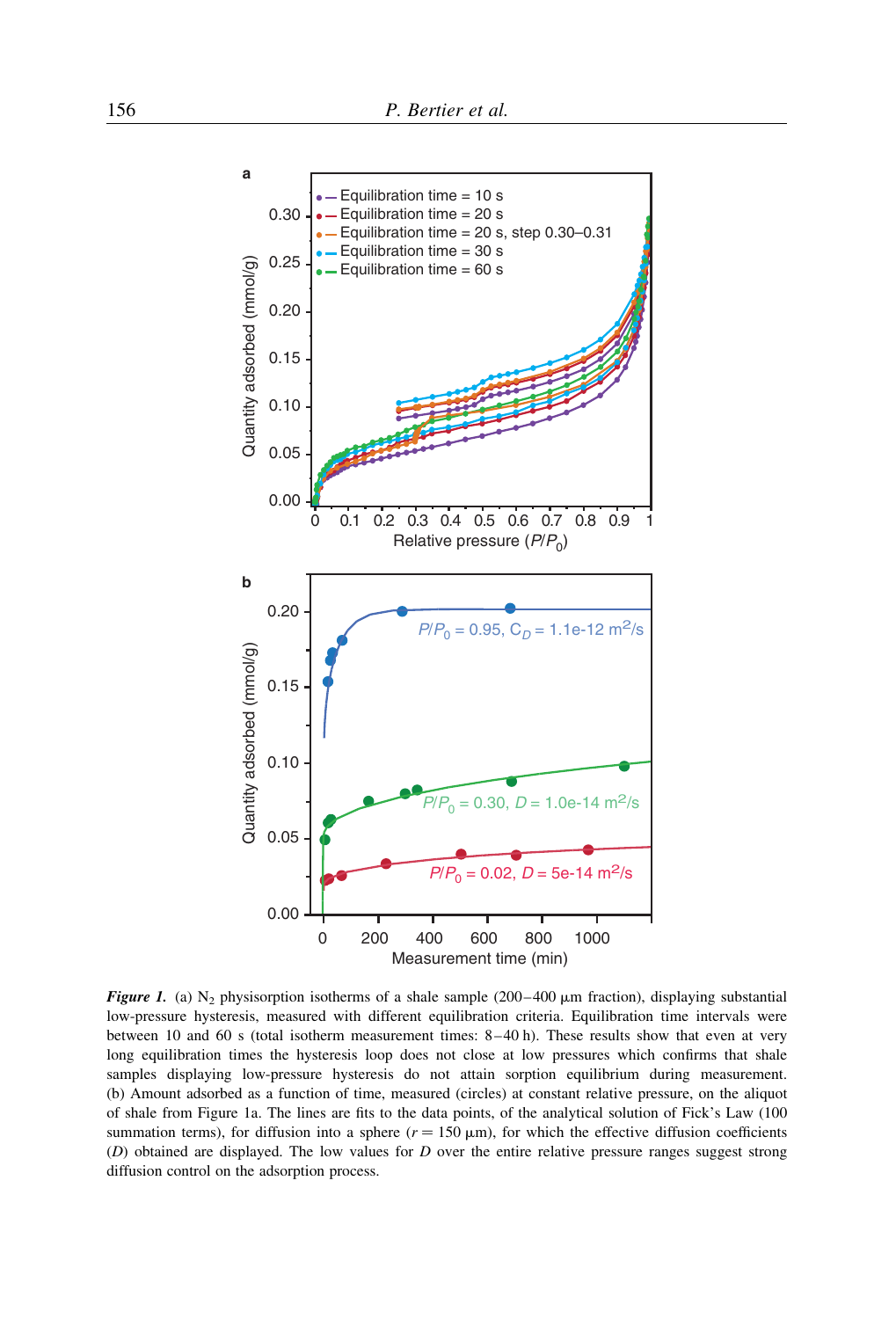***Figure 1.*** (a) $N_2$ physisorption isotherms of a shale sample (200–400 μm fraction), displaying substantial low-pressure hysteresis, measured with different equilibration criteria. Equilibration time intervals were between 10 and 60 s (total isotherm measurement times: 8–40 h). These results show that even at very long equilibration times the hysteresis loop does not close at low pressures which confirms that shale samples displaying low-pressure hysteresis do not attain sorption equilibrium during measurement. (b) Amount adsorbed as a function of time, measured (circles) at constant relative pressure, on the aliquot of shale from Figure 1a. The lines are fits to the data points, of the analytical solution of Fick's Law (100 summation terms), for diffusion into a sphere ($r$ = 150 μm), for which the effective diffusion coefficients ($D$) obtained are displayed. The low values for $D$ over the entire relative pressure ranges suggest strong diffusion control on the adsorption process.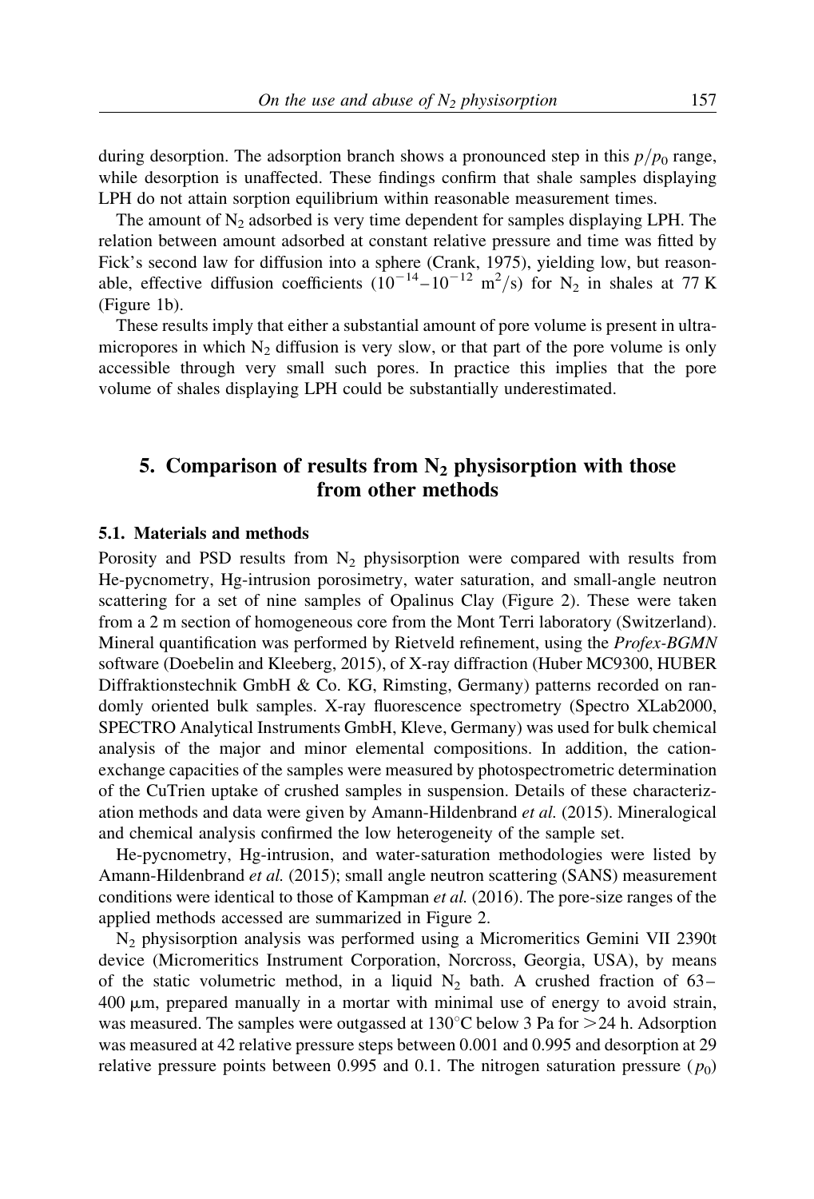during desorption. The adsorption branch shows a pronounced step in this $p/p_0$ range, while desorption is unaffected. These findings confirm that shale samples displaying LPH do not attain sorption equilibrium within reasonable measurement times.

The amount of $N_2$ adsorbed is very time dependent for samples displaying LPH. The relation between amount adsorbed at constant relative pressure and time was fitted by Fick's second law for diffusion into a sphere (Crank, 1975), yielding low, but reasonable, effective diffusion coefficients ($10^{-14}$–$10^{-12}$ $m^2/s$) for $N_2$ in shales at 77 K (Figure 1b).

These results imply that either a substantial amount of pore volume is present in ultramicropores in which $N_2$ diffusion is very slow, or that part of the pore volume is only accessible through very small such pores. In practice this implies that the pore volume of shales displaying LPH could be substantially underestimated.

## 5. Comparison of results from $N_2$ physisorption with those from other methods

### 5.1. Materials and methods

Porosity and PSD results from $N_2$ physisorption were compared with results from He-pycnometry, Hg-intrusion porosimetry, water saturation, and small-angle neutron scattering for a set of nine samples of Opalinus Clay (Figure 2). These were taken from a 2 m section of homogeneous core from the Mont Terri laboratory (Switzerland). Mineral quantification was performed by Rietveld refinement, using the *Profex-BGMN* software (Doebelin and Kleeberg, 2015), of X-ray diffraction (Huber MC9300, HUBER Diffraktionstechnik GmbH & Co. KG, Rimsting, Germany) patterns recorded on randomly oriented bulk samples. X-ray fluorescence spectrometry (Spectro XLab2000, SPECTRO Analytical Instruments GmbH, Kleve, Germany) was used for bulk chemical analysis of the major and minor elemental compositions. In addition, the cation-exchange capacities of the samples were measured by photospectrometric determination of the CuTrien uptake of crushed samples in suspension. Details of these characterization methods and data were given by Amann-Hildenbrand *et al.* (2015). Mineralogical and chemical analysis confirmed the low heterogeneity of the sample set.

He-pycnometry, Hg-intrusion, and water-saturation methodologies were listed by Amann-Hildenbrand *et al.* (2015); small angle neutron scattering (SANS) measurement conditions were identical to those of Kampman *et al.* (2016). The pore-size ranges of the applied methods accessed are summarized in Figure 2.

$N_2$ physisorption analysis was performed using a Micromeritics Gemini VII 2390t device (Micromeritics Instrument Corporation, Norcross, Georgia, USA), by means of the static volumetric method, in a liquid $N_2$ bath. A crushed fraction of 63–400 μm, prepared manually in a mortar with minimal use of energy to avoid strain, was measured. The samples were outgassed at 130°C below 3 Pa for >24 h. Adsorption was measured at 42 relative pressure steps between 0.001 and 0.995 and desorption at 29 relative pressure points between 0.995 and 0.1. The nitrogen saturation pressure ($p_0$)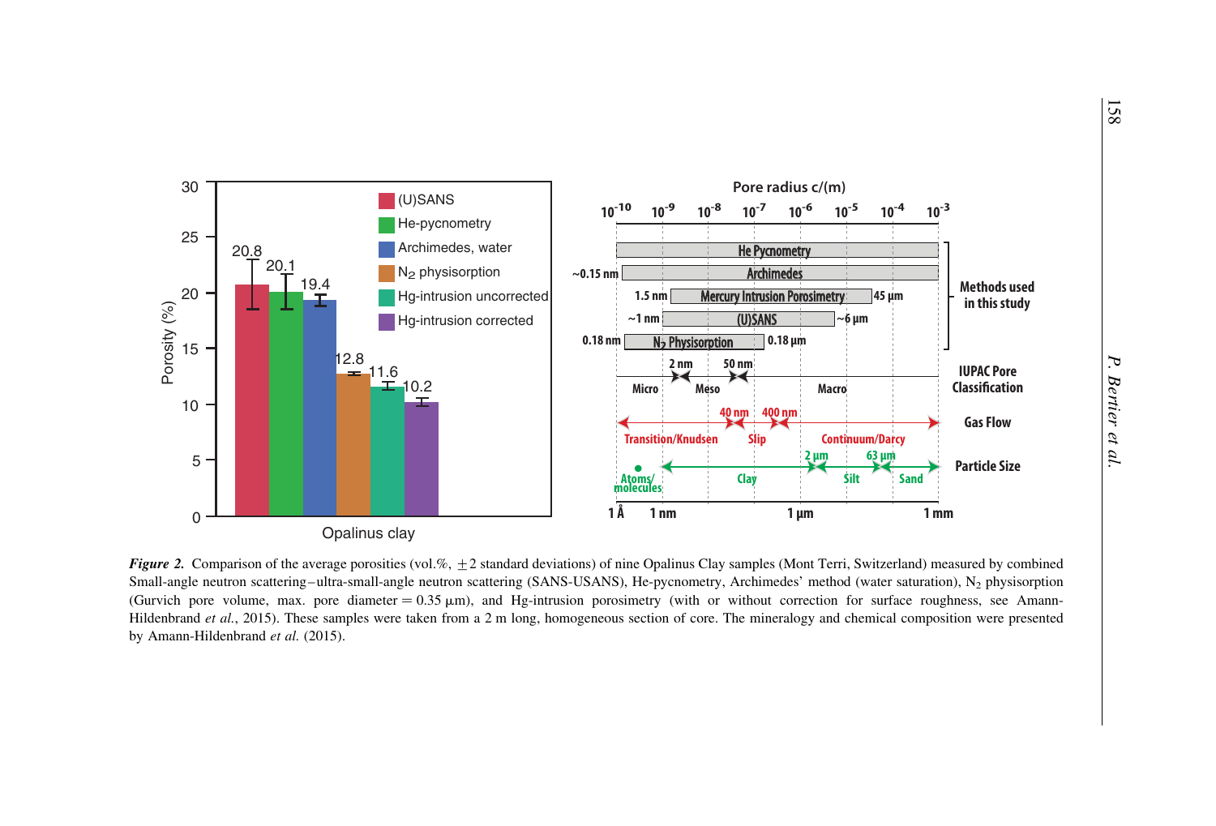*Figure 2.* Comparison of the average porosities (vol.%, ±2 standard deviations) of nine Opalinus Clay samples (Mont Terri, Switzerland) measured by combined Small-angle neutron scattering–ultra-small-angle neutron scattering (SANS-USANS), He-pycnometry, Archimedes' method (water saturation), $N_2$ physisorption (Gurvich pore volume, max. pore diameter = 0.35 μm), and Hg-intrusion porosimetry (with or without correction for surface roughness, see Amann-Hildenbrand *et al.*, 2015). These samples were taken from a 2 m long, homogeneous section of core. The mineralogy and chemical composition were presented by Amann-Hildenbrand *et al.* (2015).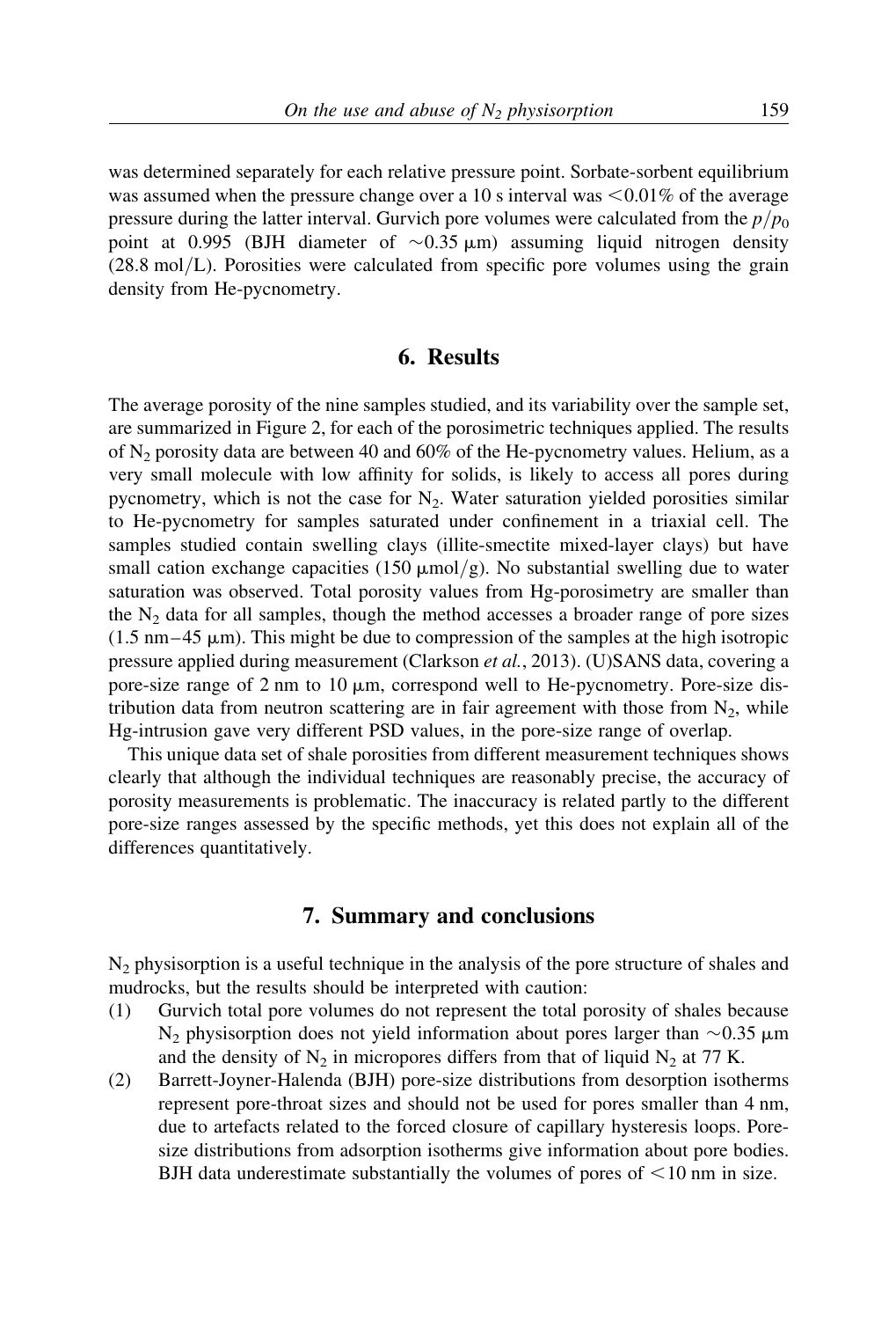was determined separately for each relative pressure point. Sorbate-sorbent equilibrium was assumed when the pressure change over a 10 s interval was <0.01% of the average pressure during the latter interval. Gurvich pore volumes were calculated from the $p/p_0$ point at 0.995 (BJH diameter of ~0.35 μm) assuming liquid nitrogen density (28.8 mol/L). Porosities were calculated from specific pore volumes using the grain density from He-pycnometry.

## 6. Results

The average porosity of the nine samples studied, and its variability over the sample set, are summarized in Figure 2, for each of the porosimetric techniques applied. The results of $N_2$ porosity data are between 40 and 60% of the He-pycnometry values. Helium, as a very small molecule with low affinity for solids, is likely to access all pores during pycnometry, which is not the case for $N_2$. Water saturation yielded porosities similar to He-pycnometry for samples saturated under confinement in a triaxial cell. The samples studied contain swelling clays (illite-smectite mixed-layer clays) but have small cation exchange capacities (150 μmol/g). No substantial swelling due to water saturation was observed. Total porosity values from Hg-porosimetry are smaller than the $N_2$ data for all samples, though the method accesses a broader range of pore sizes (1.5 nm–45 μm). This might be due to compression of the samples at the high isotropic pressure applied during measurement (Clarkson *et al.*, 2013). (U)SANS data, covering a pore-size range of 2 nm to 10 μm, correspond well to He-pycnometry. Pore-size distribution data from neutron scattering are in fair agreement with those from $N_2$, while Hg-intrusion gave very different PSD values, in the pore-size range of overlap.

This unique data set of shale porosities from different measurement techniques shows clearly that although the individual techniques are reasonably precise, the accuracy of porosity measurements is problematic. The inaccuracy is related partly to the different pore-size ranges assessed by the specific methods, yet this does not explain all of the differences quantitatively.

## 7. Summary and conclusions

$N_2$ physisorption is a useful technique in the analysis of the pore structure of shales and mudrocks, but the results should be interpreted with caution:

(1) Gurvich total pore volumes do not represent the total porosity of shales because $N_2$ physisorption does not yield information about pores larger than ~0.35 μm and the density of $N_2$ in micropores differs from that of liquid $N_2$ at 77 K.

(2) Barrett-Joyner-Halenda (BJH) pore-size distributions from desorption isotherms represent pore-throat sizes and should not be used for pores smaller than 4 nm, due to artefacts related to the forced closure of capillary hysteresis loops. Pore-size distributions from adsorption isotherms give information about pore bodies. BJH data underestimate substantially the volumes of pores of <10 nm in size.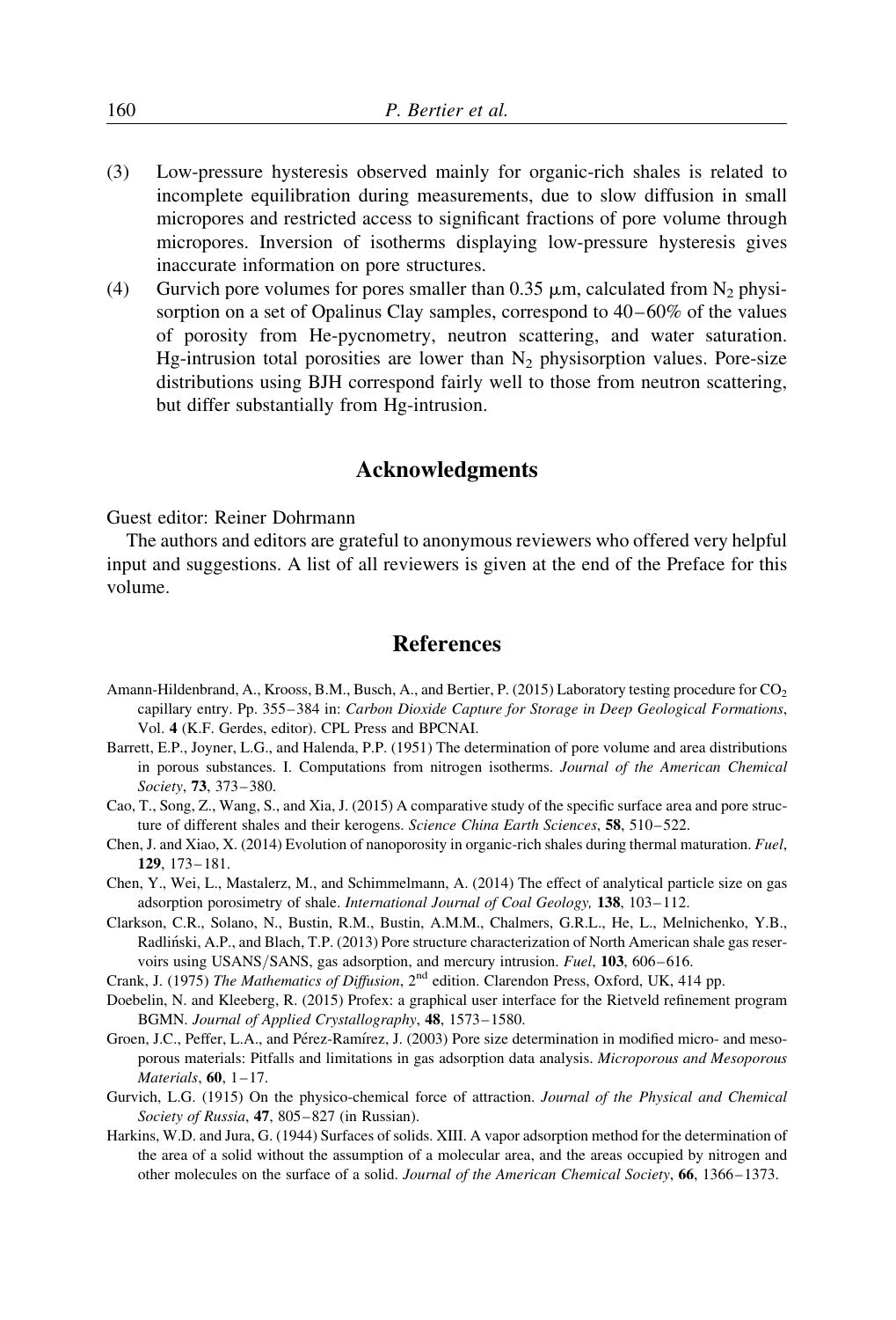(3) Low-pressure hysteresis observed mainly for organic-rich shales is related to incomplete equilibration during measurements, due to slow diffusion in small micropores and restricted access to significant fractions of pore volume through micropores. Inversion of isotherms displaying low-pressure hysteresis gives inaccurate information on pore structures.

(4) Gurvich pore volumes for pores smaller than 0.35 μm, calculated from $N_2$ physisorption on a set of Opalinus Clay samples, correspond to 40–60% of the values of porosity from He-pycnometry, neutron scattering, and water saturation. Hg-intrusion total porosities are lower than $N_2$ physisorption values. Pore-size distributions using BJH correspond fairly well to those from neutron scattering, but differ substantially from Hg-intrusion.

## Acknowledgments

Guest editor: Reiner Dohrmann

The authors and editors are grateful to anonymous reviewers who offered very helpful input and suggestions. A list of all reviewers is given at the end of the Preface for this volume.

## References

Amann-Hildenbrand, A., Krooss, B.M., Busch, A., and Bertier, P. (2015) Laboratory testing procedure for $CO_2$ capillary entry. Pp. 355–384 in: *Carbon Dioxide Capture for Storage in Deep Geological Formations*, Vol. **4** (K.F. Gerdes, editor). CPL Press and BPCNAI.

Barrett, E.P., Joyner, L.G., and Halenda, P.P. (1951) The determination of pore volume and area distributions in porous substances. I. Computations from nitrogen isotherms. *Journal of the American Chemical Society*, **73**, 373–380.

Cao, T., Song, Z., Wang, S., and Xia, J. (2015) A comparative study of the specific surface area and pore structure of different shales and their kerogens. *Science China Earth Sciences*, **58**, 510–522.

Chen, J. and Xiao, X. (2014) Evolution of nanoporosity in organic-rich shales during thermal maturation. *Fuel*, **129**, 173–181.

Chen, Y., Wei, L., Mastalerz, M., and Schimmelmann, A. (2014) The effect of analytical particle size on gas adsorption porosimetry of shale. *International Journal of Coal Geology,* **138**, 103–112.

Clarkson, C.R., Solano, N., Bustin, R.M., Bustin, A.M.M., Chalmers, G.R.L., He, L., Melnichenko, Y.B., Radliński, A.P., and Blach, T.P. (2013) Pore structure characterization of North American shale gas reservoirs using USANS/SANS, gas adsorption, and mercury intrusion. *Fuel*, **103**, 606–616.

Crank, J. (1975) *The Mathematics of Diffusion*, 2nd edition. Clarendon Press, Oxford, UK, 414 pp.

Doebelin, N. and Kleeberg, R. (2015) Profex: a graphical user interface for the Rietveld refinement program BGMN. *Journal of Applied Crystallography*, **48**, 1573–1580.

Groen, J.C., Peffer, L.A., and Pérez-Ramírez, J. (2003) Pore size determination in modified micro- and mesoporous materials: Pitfalls and limitations in gas adsorption data analysis. *Microporous and Mesoporous Materials*, **60**, 1–17.

Gurvich, L.G. (1915) On the physico-chemical force of attraction. *Journal of the Physical and Chemical Society of Russia*, **47**, 805–827 (in Russian).

Harkins, W.D. and Jura, G. (1944) Surfaces of solids. XIII. A vapor adsorption method for the determination of the area of a solid without the assumption of a molecular area, and the areas occupied by nitrogen and other molecules on the surface of a solid. *Journal of the American Chemical Society*, **66**, 1366–1373.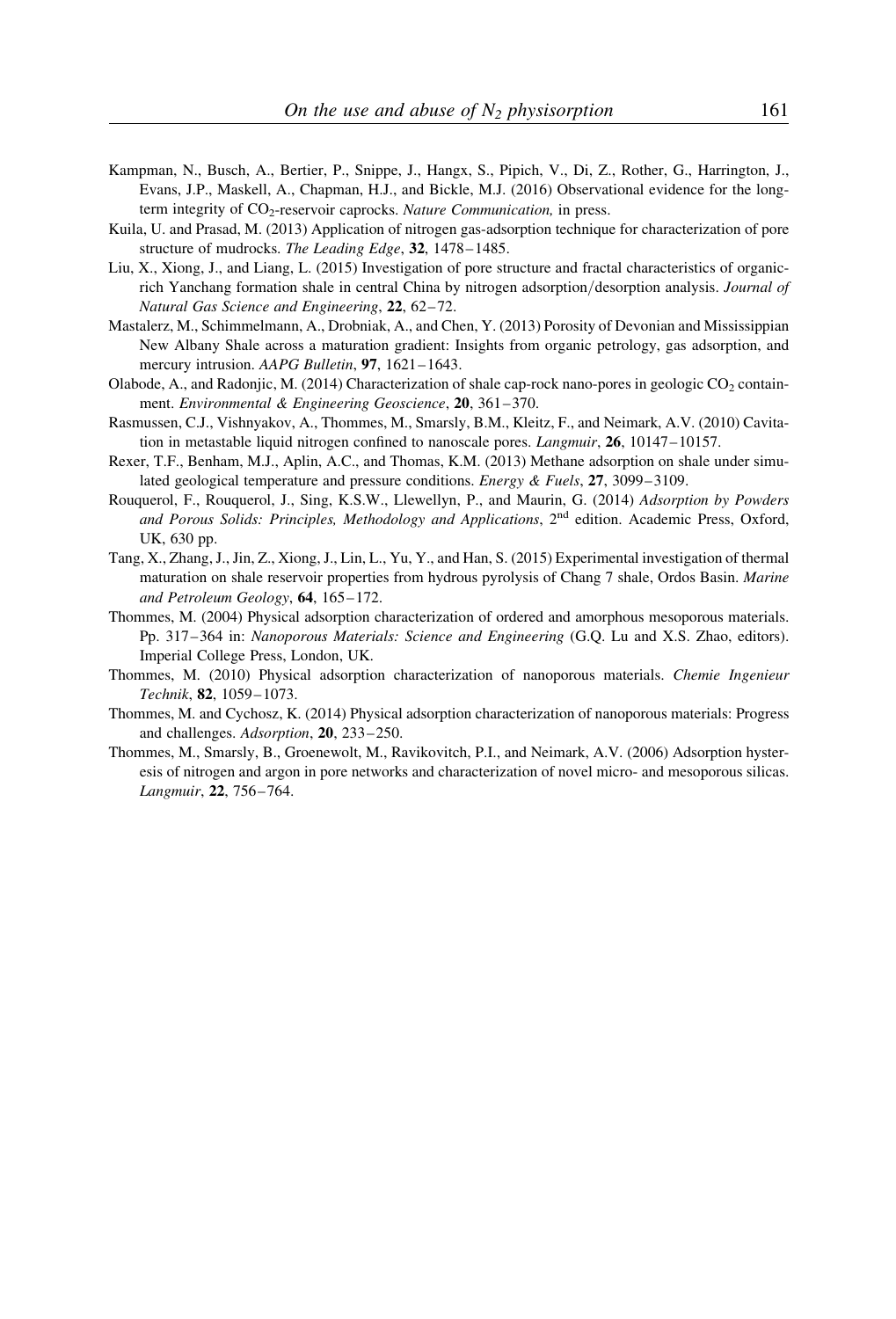Kampman, N., Busch, A., Bertier, P., Snippe, J., Hangx, S., Pipich, V., Di, Z., Rother, G., Harrington, J., Evans, J.P., Maskell, A., Chapman, H.J., and Bickle, M.J. (2016) Observational evidence for the long-term integrity of $CO_2$-reservoir caprocks. *Nature Communication,* in press.

Kuila, U. and Prasad, M. (2013) Application of nitrogen gas-adsorption technique for characterization of pore structure of mudrocks. *The Leading Edge*, **32**, 1478–1485.

Liu, X., Xiong, J., and Liang, L. (2015) Investigation of pore structure and fractal characteristics of organic-rich Yanchang formation shale in central China by nitrogen adsorption/desorption analysis. *Journal of Natural Gas Science and Engineering*, **22**, 62–72.

Mastalerz, M., Schimmelmann, A., Drobniak, A., and Chen, Y. (2013) Porosity of Devonian and Mississippian New Albany Shale across a maturation gradient: Insights from organic petrology, gas adsorption, and mercury intrusion. *AAPG Bulletin*, **97**, 1621–1643.

Olabode, A., and Radonjic, M. (2014) Characterization of shale cap-rock nano-pores in geologic $CO_2$ containment. *Environmental & Engineering Geoscience*, **20**, 361–370.

Rasmussen, C.J., Vishnyakov, A., Thommes, M., Smarsly, B.M., Kleitz, F., and Neimark, A.V. (2010) Cavitation in metastable liquid nitrogen confined to nanoscale pores. *Langmuir*, **26**, 10147–10157.

Rexer, T.F., Benham, M.J., Aplin, A.C., and Thomas, K.M. (2013) Methane adsorption on shale under simulated geological temperature and pressure conditions. *Energy & Fuels*, **27**, 3099–3109.

Rouquerol, F., Rouquerol, J., Sing, K.S.W., Llewellyn, P., and Maurin, G. (2014) *Adsorption by Powders and Porous Solids: Principles, Methodology and Applications*, 2nd edition. Academic Press, Oxford, UK, 630 pp.

Tang, X., Zhang, J., Jin, Z., Xiong, J., Lin, L., Yu, Y., and Han, S. (2015) Experimental investigation of thermal maturation on shale reservoir properties from hydrous pyrolysis of Chang 7 shale, Ordos Basin. *Marine and Petroleum Geology*, **64**, 165–172.

Thommes, M. (2004) Physical adsorption characterization of ordered and amorphous mesoporous materials. Pp. 317–364 in: *Nanoporous Materials: Science and Engineering* (G.Q. Lu and X.S. Zhao, editors). Imperial College Press, London, UK.

Thommes, M. (2010) Physical adsorption characterization of nanoporous materials. *Chemie Ingenieur Technik*, **82**, 1059–1073.

Thommes, M. and Cychosz, K. (2014) Physical adsorption characterization of nanoporous materials: Progress and challenges. *Adsorption*, **20**, 233–250.

Thommes, M., Smarsly, B., Groenewolt, M., Ravikovitch, P.I., and Neimark, A.V. (2006) Adsorption hysteresis of nitrogen and argon in pore networks and characterization of novel micro- and mesoporous silicas. *Langmuir*, **22**, 756–764.